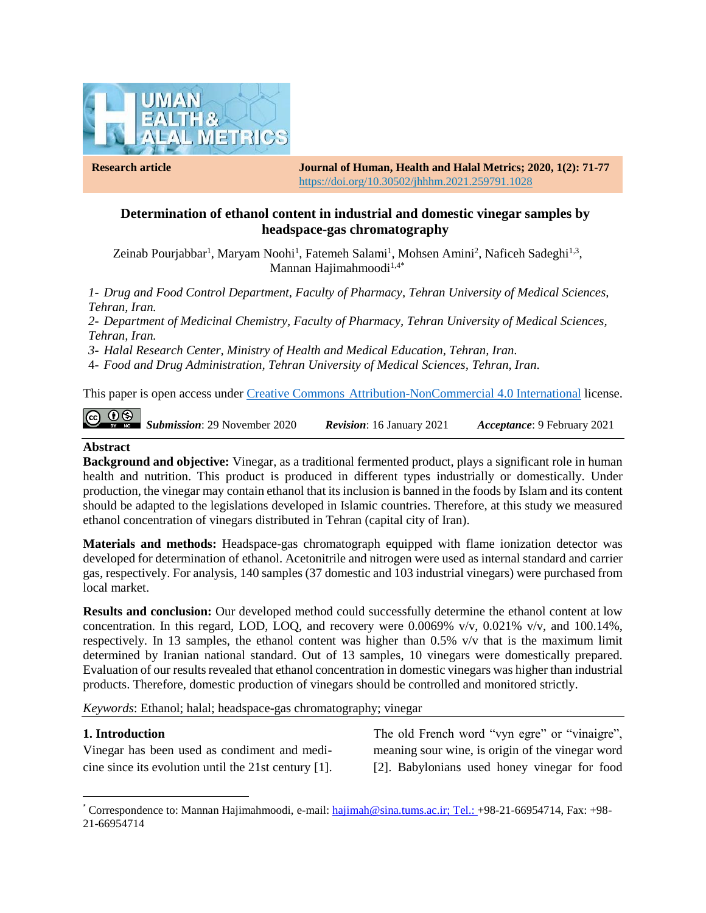**Research article**

**Journal of Human, Health and Halal Metrics; 2020, 1(2): 71-77**
https://doi.org/10.30502/jhhhm.2021.259791.1028

# Determination of ethanol content in industrial and domestic vinegar samples by headspace-gas chromatography

Zeinab Pourjabbar[1], Maryam Noohi[1], Fatemeh Salami[1], Mohsen Amini[2], Naficeh Sadeghi[1,3], Mannan Hajimahmoodi[1,4*]

*1- Drug and Food Control Department, Faculty of Pharmacy, Tehran University of Medical Sciences, Tehran, Iran.*

*2- Department of Medicinal Chemistry, Faculty of Pharmacy, Tehran University of Medical Sciences, Tehran, Iran.*

*3- Halal Research Center, Ministry of Health and Medical Education, Tehran, Iran.*

4- *Food and Drug Administration, Tehran University of Medical Sciences, Tehran, Iran.*

This paper is open access under Creative Commons Attribution-NonCommercial 4.0 International license.

***Submission***: 29 November 2020 ***Revision***: 16 January 2021 ***Acceptance***: 9 February 2021

## Abstract

**Background and objective:** Vinegar, as a traditional fermented product, plays a significant role in human health and nutrition. This product is produced in different types industrially or domestically. Under production, the vinegar may contain ethanol that its inclusion is banned in the foods by Islam and its content should be adapted to the legislations developed in Islamic countries. Therefore, at this study we measured ethanol concentration of vinegars distributed in Tehran (capital city of Iran).

**Materials and methods:** Headspace-gas chromatograph equipped with flame ionization detector was developed for determination of ethanol. Acetonitrile and nitrogen were used as internal standard and carrier gas, respectively. For analysis, 140 samples (37 domestic and 103 industrial vinegars) were purchased from local market.

**Results and conclusion:** Our developed method could successfully determine the ethanol content at low concentration. In this regard, LOD, LOQ, and recovery were 0.0069% v/v, 0.021% v/v, and 100.14%, respectively. In 13 samples, the ethanol content was higher than 0.5% v/v that is the maximum limit determined by Iranian national standard. Out of 13 samples, 10 vinegars were domestically prepared. Evaluation of our results revealed that ethanol concentration in domestic vinegars was higher than industrial products. Therefore, domestic production of vinegars should be controlled and monitored strictly.

*Keywords*: Ethanol; halal; headspace-gas chromatography; vinegar

## 1. Introduction

Vinegar has been used as condiment and medicine since its evolution until the 21st century [1]. The old French word "vyn egre" or "vinaigre", meaning sour wine, is origin of the vinegar word [2]. Babylonians used honey vinegar for food

[*] Correspondence to: Mannan Hajimahmoodi, e-mail: hajimah@sina.tums.ac.ir; Tel.: +98-21-66954714, Fax: +98-21-66954714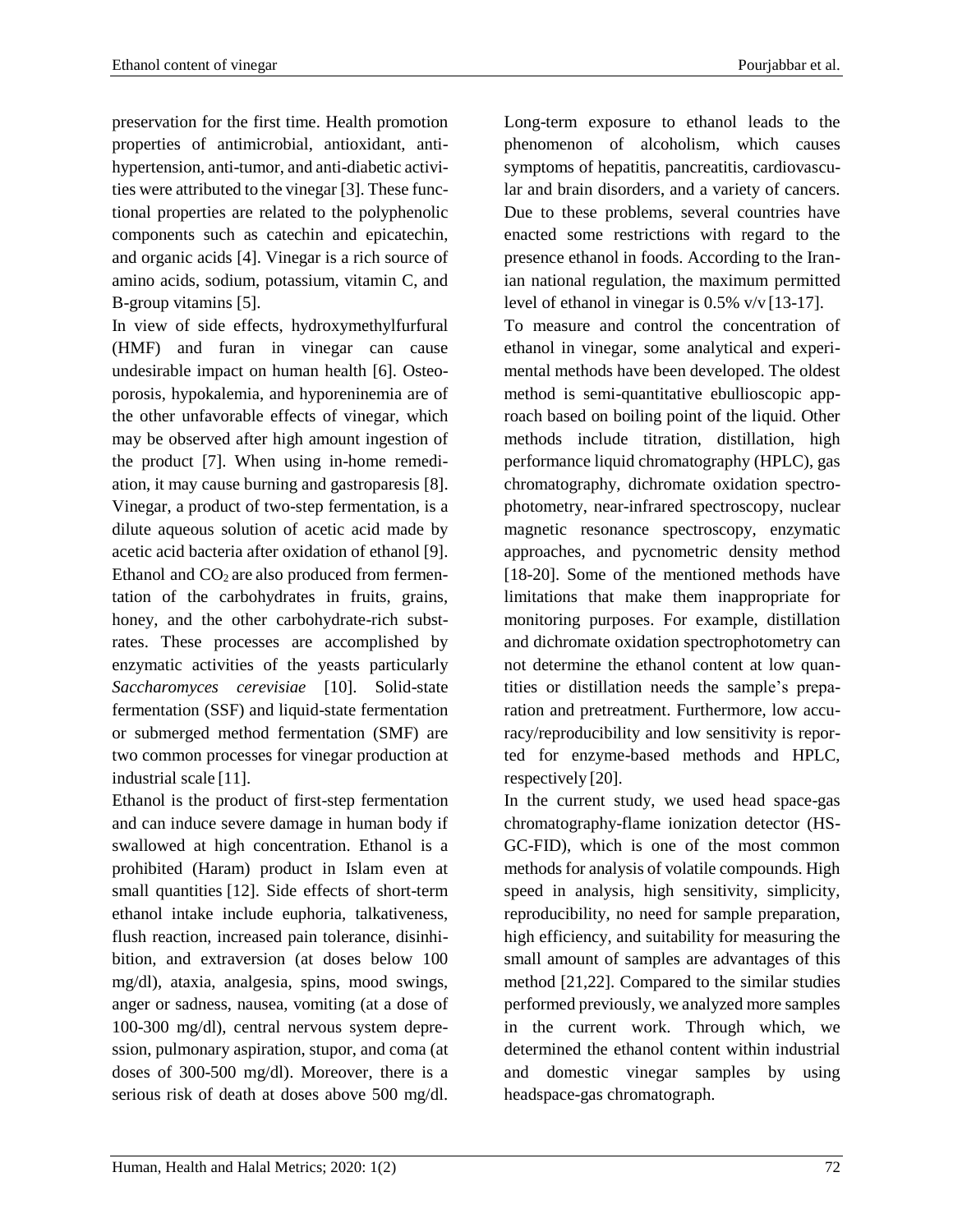preservation for the first time. Health promotion properties of antimicrobial, antioxidant, anti-hypertension, anti-tumor, and anti-diabetic activities were attributed to the vinegar [3]. These functional properties are related to the polyphenolic components such as catechin and epicatechin, and organic acids [4]. Vinegar is a rich source of amino acids, sodium, potassium, vitamin C, and B-group vitamins [5].

In view of side effects, hydroxymethylfurfural (HMF) and furan in vinegar can cause undesirable impact on human health [6]. Osteoporosis, hypokalemia, and hyporeninemia are of the other unfavorable effects of vinegar, which may be observed after high amount ingestion of the product [7]. When using in-home remediation, it may cause burning and gastroparesis [8]. Vinegar, a product of two-step fermentation, is a dilute aqueous solution of acetic acid made by acetic acid bacteria after oxidation of ethanol [9]. Ethanol and $CO_2$ are also produced from fermentation of the carbohydrates in fruits, grains, honey, and the other carbohydrate-rich substrates. These processes are accomplished by enzymatic activities of the yeasts particularly *Saccharomyces cerevisiae* [10]. Solid-state fermentation (SSF) and liquid-state fermentation or submerged method fermentation (SMF) are two common processes for vinegar production at industrial scale [11].

Ethanol is the product of first-step fermentation and can induce severe damage in human body if swallowed at high concentration. Ethanol is a prohibited (Haram) product in Islam even at small quantities [12]. Side effects of short-term ethanol intake include euphoria, talkativeness, flush reaction, increased pain tolerance, disinhibition, and extraversion (at doses below 100 mg/dl), ataxia, analgesia, spins, mood swings, anger or sadness, nausea, vomiting (at a dose of 100-300 mg/dl), central nervous system depression, pulmonary aspiration, stupor, and coma (at doses of 300-500 mg/dl). Moreover, there is a serious risk of death at doses above 500 mg/dl. Long-term exposure to ethanol leads to the phenomenon of alcoholism, which causes symptoms of hepatitis, pancreatitis, cardiovascular and brain disorders, and a variety of cancers. Due to these problems, several countries have enacted some restrictions with regard to the presence ethanol in foods. According to the Iranian national regulation, the maximum permitted level of ethanol in vinegar is 0.5% v/v [13-17].

To measure and control the concentration of ethanol in vinegar, some analytical and experimental methods have been developed. The oldest method is semi-quantitative ebullioscopic approach based on boiling point of the liquid. Other methods include titration, distillation, high performance liquid chromatography (HPLC), gas chromatography, dichromate oxidation spectrophotometry, near-infrared spectroscopy, nuclear magnetic resonance spectroscopy, enzymatic approaches, and pycnometric density method [18-20]. Some of the mentioned methods have limitations that make them inappropriate for monitoring purposes. For example, distillation and dichromate oxidation spectrophotometry can not determine the ethanol content at low quantities or distillation needs the sample's preparation and pretreatment. Furthermore, low accuracy/reproducibility and low sensitivity is reported for enzyme-based methods and HPLC, respectively [20].

In the current study, we used head space-gas chromatography-flame ionization detector (HS-GC-FID), which is one of the most common methods for analysis of volatile compounds. High speed in analysis, high sensitivity, simplicity, reproducibility, no need for sample preparation, high efficiency, and suitability for measuring the small amount of samples are advantages of this method [21,22]. Compared to the similar studies performed previously, we analyzed more samples in the current work. Through which, we determined the ethanol content within industrial and domestic vinegar samples by using headspace-gas chromatograph.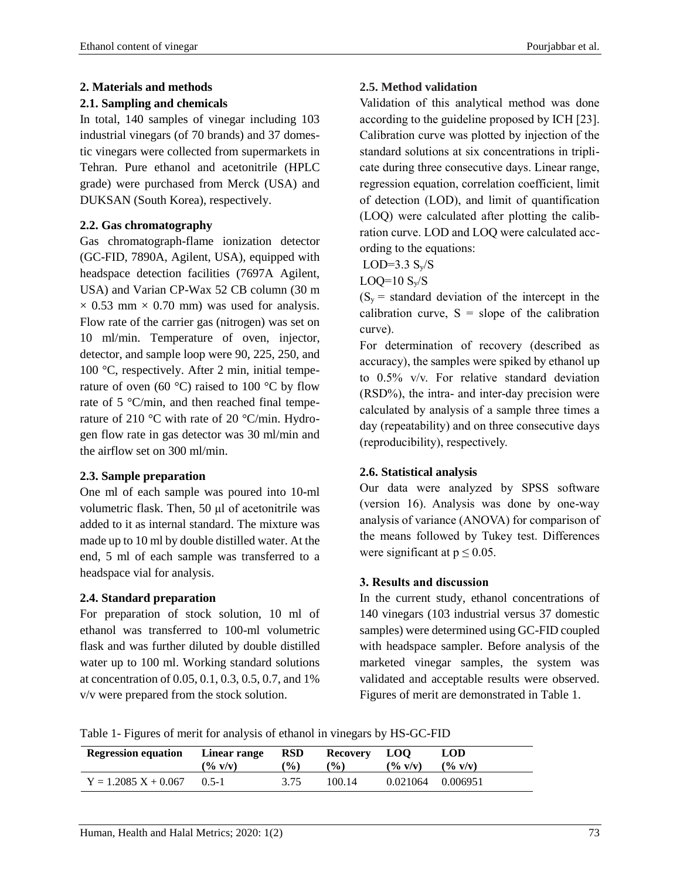## 2. Materials and methods

### 2.1. Sampling and chemicals

In total, 140 samples of vinegar including 103 industrial vinegars (of 70 brands) and 37 domestic vinegars were collected from supermarkets in Tehran. Pure ethanol and acetonitrile (HPLC grade) were purchased from Merck (USA) and DUKSAN (South Korea), respectively.

### 2.2. Gas chromatography

Gas chromatograph-flame ionization detector (GC-FID, 7890A, Agilent, USA), equipped with headspace detection facilities (7697A Agilent, USA) and Varian CP-Wax 52 CB column (30 m × 0.53 mm × 0.70 mm) was used for analysis. Flow rate of the carrier gas (nitrogen) was set on 10 ml/min. Temperature of oven, injector, detector, and sample loop were 90, 225, 250, and 100 °C, respectively. After 2 min, initial temperature of oven (60 °C) raised to 100 °C by flow rate of 5 °C/min, and then reached final temperature of 210 °C with rate of 20 °C/min. Hydrogen flow rate in gas detector was 30 ml/min and the airflow set on 300 ml/min.

### 2.3. Sample preparation

One ml of each sample was poured into 10-ml volumetric flask. Then, 50 μl of acetonitrile was added to it as internal standard. The mixture was made up to 10 ml by double distilled water. At the end, 5 ml of each sample was transferred to a headspace vial for analysis.

### 2.4. Standard preparation

For preparation of stock solution, 10 ml of ethanol was transferred to 100-ml volumetric flask and was further diluted by double distilled water up to 100 ml. Working standard solutions at concentration of 0.05, 0.1, 0.3, 0.5, 0.7, and 1% v/v were prepared from the stock solution.

### 2.5. Method validation

Validation of this analytical method was done according to the guideline proposed by ICH [23]. Calibration curve was plotted by injection of the standard solutions at six concentrations in triplicate during three consecutive days. Linear range, regression equation, correlation coefficient, limit of detection (LOD), and limit of quantification (LOQ) were calculated after plotting the calibration curve. LOD and LOQ were calculated according to the equations:

$$LOD = 3.3\ S_y/S$$

$$LOQ = 10\ S_y/S$$

($S_y$ = standard deviation of the intercept in the calibration curve, S = slope of the calibration curve).

For determination of recovery (described as accuracy), the samples were spiked by ethanol up to 0.5% v/v. For relative standard deviation (RSD%), the intra- and inter-day precision were calculated by analysis of a sample three times a day (repeatability) and on three consecutive days (reproducibility), respectively.

### 2.6. Statistical analysis

Our data were analyzed by SPSS software (version 16). Analysis was done by one-way analysis of variance (ANOVA) for comparison of the means followed by Tukey test. Differences were significant at $p \leq 0.05$.

## 3. Results and discussion

In the current study, ethanol concentrations of 140 vinegars (103 industrial versus 37 domestic samples) were determined using GC-FID coupled with headspace sampler. Before analysis of the marketed vinegar samples, the system was validated and acceptable results were observed. Figures of merit are demonstrated in Table 1.

Table 1- Figures of merit for analysis of ethanol in vinegars by HS-GC-FID

| Regression equation | Linear range (% v/v) | RSD (%) | Recovery (%) | LOQ (% v/v) | LOD (% v/v) |
|---|---|---|---|---|---|
| $Y = 1.2085\ X + 0.067$ | 0.5-1 | 3.75 | 100.14 | 0.021064 | 0.006951 |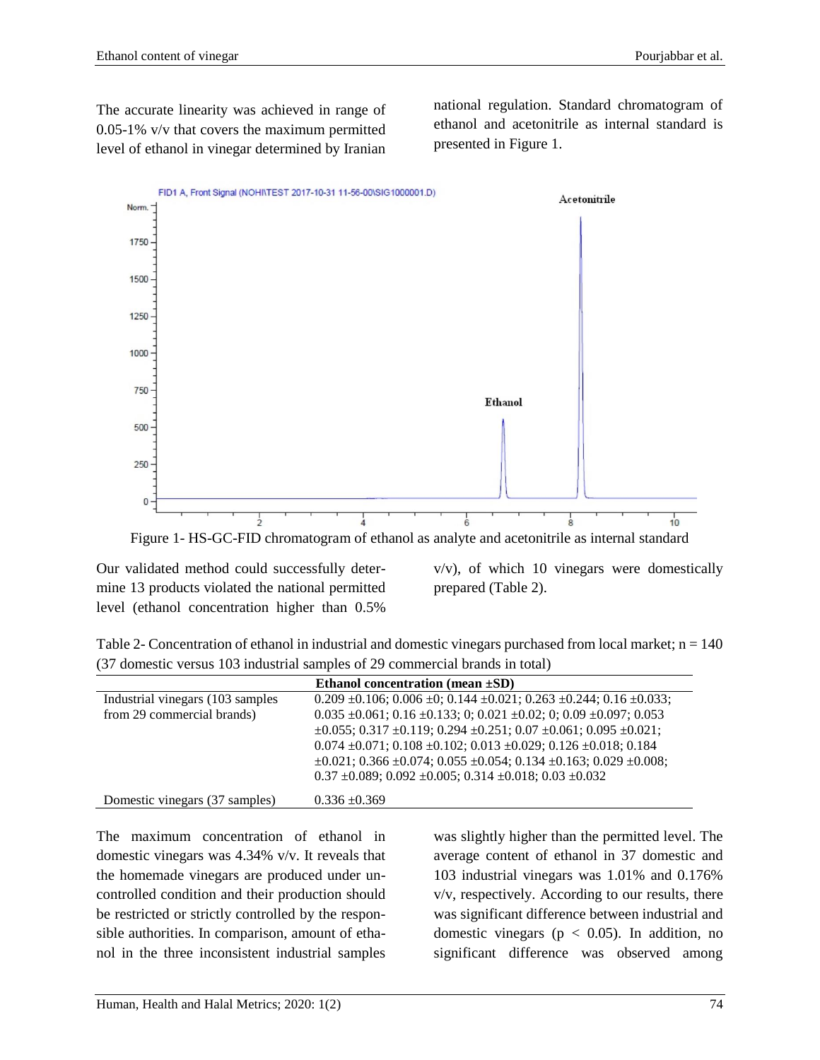The accurate linearity was achieved in range of 0.05-1% v/v that covers the maximum permitted level of ethanol in vinegar determined by Iranian national regulation. Standard chromatogram of ethanol and acetonitrile as internal standard is presented in Figure 1.

Figure 1- HS-GC-FID chromatogram of ethanol as analyte and acetonitrile as internal standard

Our validated method could successfully determine 13 products violated the national permitted level (ethanol concentration higher than 0.5% v/v), of which 10 vinegars were domestically prepared (Table 2).

Table 2- Concentration of ethanol in industrial and domestic vinegars purchased from local market; n = 140 (37 domestic versus 103 industrial samples of 29 commercial brands in total)

| | Ethanol concentration (mean ±SD) |
|---|---|
| Industrial vinegars (103 samples from 29 commercial brands) | 0.209 ±0.106; 0.006 ±0; 0.144 ±0.021; 0.263 ±0.244; 0.16 ±0.033; 0.035 ±0.061; 0.16 ±0.133; 0; 0.021 ±0.02; 0; 0.09 ±0.097; 0.053 ±0.055; 0.317 ±0.119; 0.294 ±0.251; 0.07 ±0.061; 0.095 ±0.021; 0.074 ±0.071; 0.108 ±0.102; 0.013 ±0.029; 0.126 ±0.018; 0.184 ±0.021; 0.366 ±0.074; 0.055 ±0.054; 0.134 ±0.163; 0.029 ±0.008; 0.37 ±0.089; 0.092 ±0.005; 0.314 ±0.018; 0.03 ±0.032 |
| Domestic vinegars (37 samples) | 0.336 ±0.369 |

The maximum concentration of ethanol in domestic vinegars was 4.34% v/v. It reveals that the homemade vinegars are produced under uncontrolled condition and their production should be restricted or strictly controlled by the responsible authorities. In comparison, amount of ethanol in the three inconsistent industrial samples was slightly higher than the permitted level. The average content of ethanol in 37 domestic and 103 industrial vinegars was 1.01% and 0.176% v/v, respectively. According to our results, there was significant difference between industrial and domestic vinegars ($p < 0.05$). In addition, no significant difference was observed among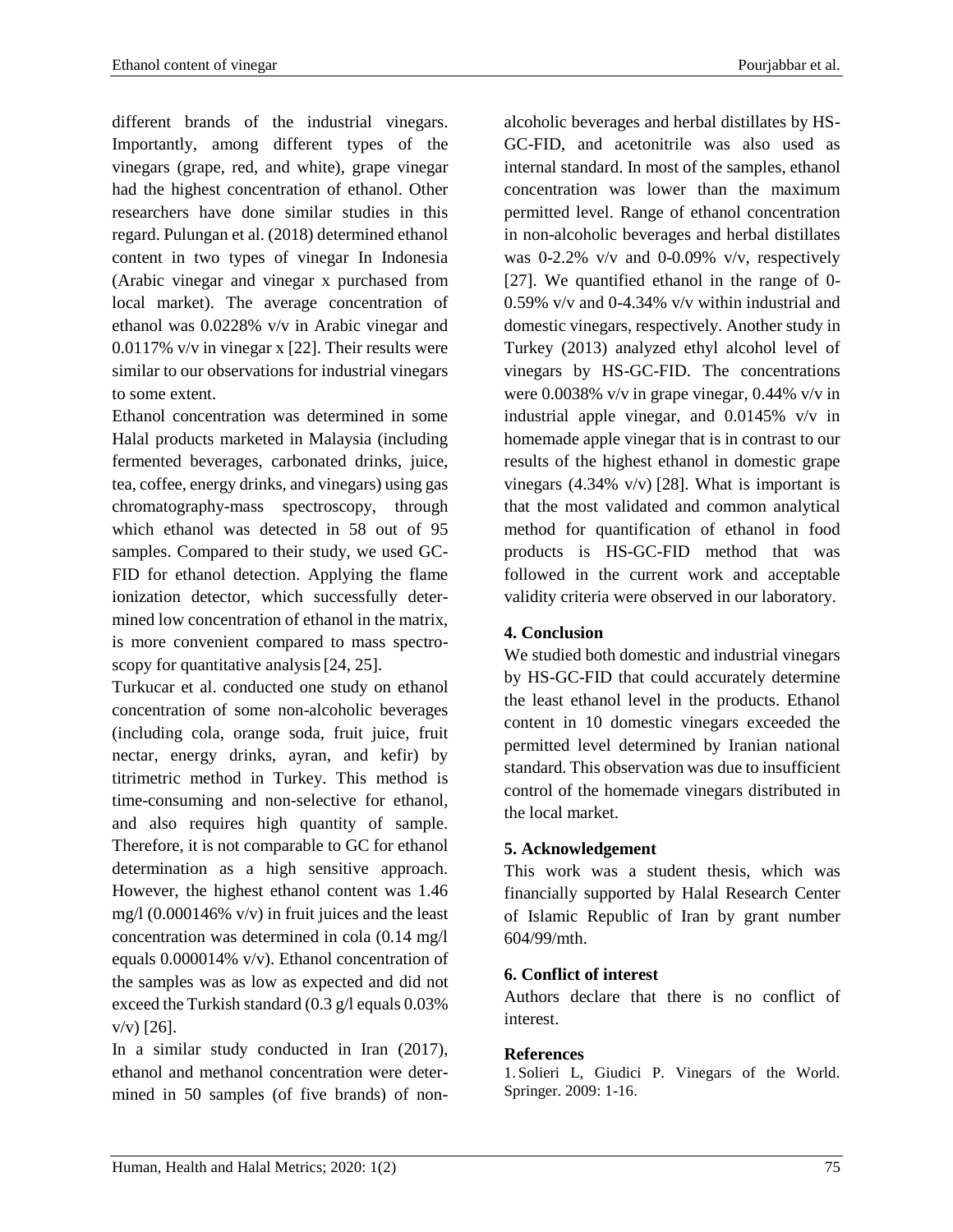different brands of the industrial vinegars. Importantly, among different types of the vinegars (grape, red, and white), grape vinegar had the highest concentration of ethanol. Other researchers have done similar studies in this regard. Pulungan et al. (2018) determined ethanol content in two types of vinegar In Indonesia (Arabic vinegar and vinegar x purchased from local market). The average concentration of ethanol was 0.0228% v/v in Arabic vinegar and 0.0117% v/v in vinegar x [22]. Their results were similar to our observations for industrial vinegars to some extent.

Ethanol concentration was determined in some Halal products marketed in Malaysia (including fermented beverages, carbonated drinks, juice, tea, coffee, energy drinks, and vinegars) using gas chromatography-mass spectroscopy, through which ethanol was detected in 58 out of 95 samples. Compared to their study, we used GC-FID for ethanol detection. Applying the flame ionization detector, which successfully determined low concentration of ethanol in the matrix, is more convenient compared to mass spectroscopy for quantitative analysis [24, 25].

Turkucar et al. conducted one study on ethanol concentration of some non-alcoholic beverages (including cola, orange soda, fruit juice, fruit nectar, energy drinks, ayran, and kefir) by titrimetric method in Turkey. This method is time-consuming and non-selective for ethanol, and also requires high quantity of sample. Therefore, it is not comparable to GC for ethanol determination as a high sensitive approach. However, the highest ethanol content was 1.46 mg/l (0.000146% v/v) in fruit juices and the least concentration was determined in cola (0.14 mg/l equals 0.000014% v/v). Ethanol concentration of the samples was as low as expected and did not exceed the Turkish standard (0.3 g/l equals 0.03% v/v) [26].

In a similar study conducted in Iran (2017), ethanol and methanol concentration were determined in 50 samples (of five brands) of non-alcoholic beverages and herbal distillates by HS-GC-FID, and acetonitrile was also used as internal standard. In most of the samples, ethanol concentration was lower than the maximum permitted level. Range of ethanol concentration in non-alcoholic beverages and herbal distillates was 0-2.2% v/v and 0-0.09% v/v, respectively [27]. We quantified ethanol in the range of 0-0.59% v/v and 0-4.34% v/v within industrial and domestic vinegars, respectively. Another study in Turkey (2013) analyzed ethyl alcohol level of vinegars by HS-GC-FID. The concentrations were 0.0038% v/v in grape vinegar, 0.44% v/v in industrial apple vinegar, and 0.0145% v/v in homemade apple vinegar that is in contrast to our results of the highest ethanol in domestic grape vinegars (4.34% v/v) [28]. What is important is that the most validated and common analytical method for quantification of ethanol in food products is HS-GC-FID method that was followed in the current work and acceptable validity criteria were observed in our laboratory.

## 4. Conclusion

We studied both domestic and industrial vinegars by HS-GC-FID that could accurately determine the least ethanol level in the products. Ethanol content in 10 domestic vinegars exceeded the permitted level determined by Iranian national standard. This observation was due to insufficient control of the homemade vinegars distributed in the local market.

## 5. Acknowledgement

This work was a student thesis, which was financially supported by Halal Research Center of Islamic Republic of Iran by grant number 604/99/mth.

## 6. Conflict of interest

Authors declare that there is no conflict of interest.

## References

1. Solieri L, Giudici P. Vinegars of the World. Springer. 2009: 1-16.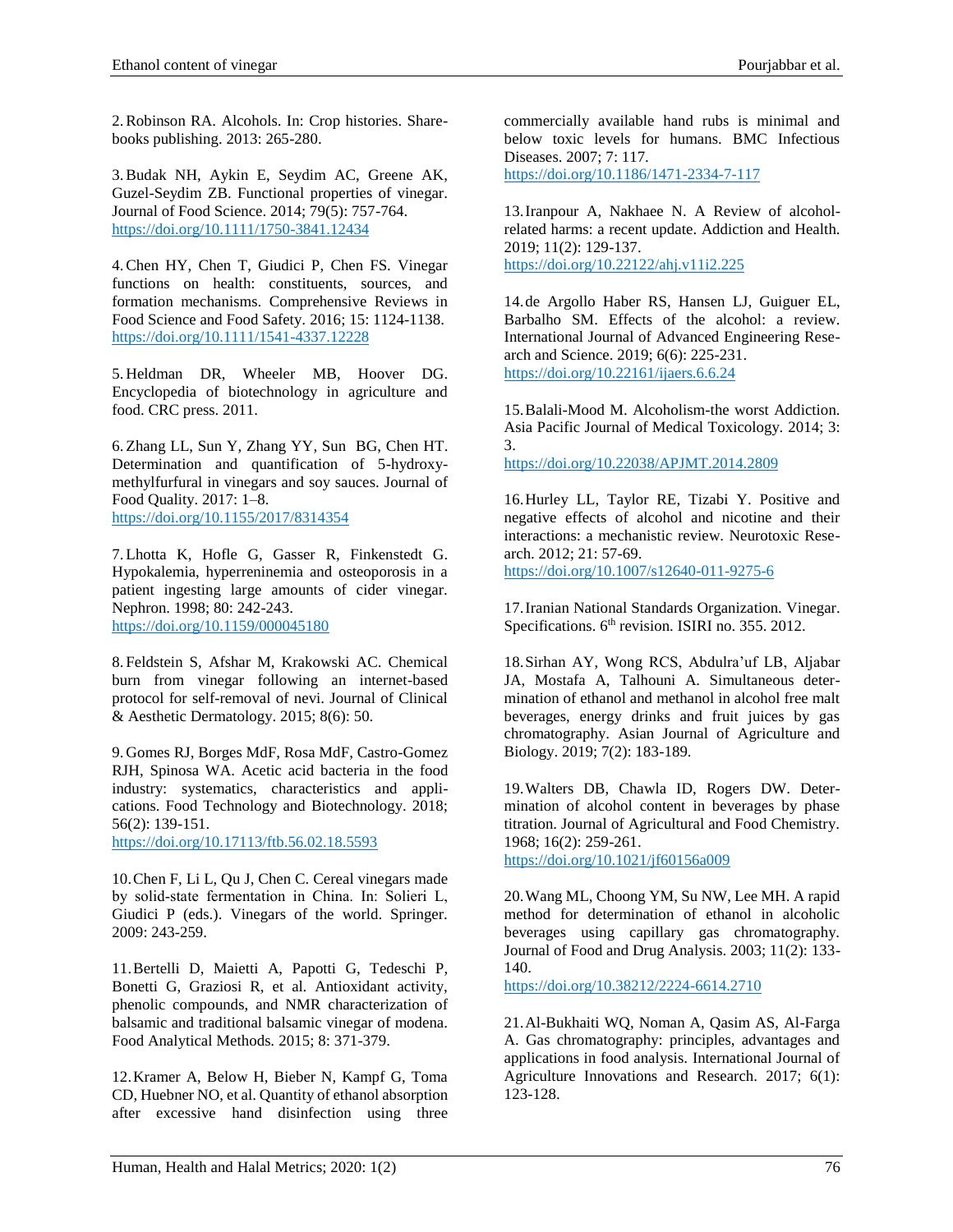2. Robinson RA. Alcohols. In: Crop histories. Sharebooks publishing. 2013: 265-280.

3. Budak NH, Aykin E, Seydim AC, Greene AK, Guzel-Seydim ZB. Functional properties of vinegar. Journal of Food Science. 2014; 79(5): 757-764. https://doi.org/10.1111/1750-3841.12434

4. Chen HY, Chen T, Giudici P, Chen FS. Vinegar functions on health: constituents, sources, and formation mechanisms. Comprehensive Reviews in Food Science and Food Safety. 2016; 15: 1124-1138. https://doi.org/10.1111/1541-4337.12228

5. Heldman DR, Wheeler MB, Hoover DG. Encyclopedia of biotechnology in agriculture and food. CRC press. 2011.

6. Zhang LL, Sun Y, Zhang YY, Sun BG, Chen HT. Determination and quantification of 5-hydroxymethylfurfural in vinegars and soy sauces. Journal of Food Quality. 2017: 1–8. https://doi.org/10.1155/2017/8314354

7. Lhotta K, Hofle G, Gasser R, Finkenstedt G. Hypokalemia, hyperreninemia and osteoporosis in a patient ingesting large amounts of cider vinegar. Nephron. 1998; 80: 242-243. https://doi.org/10.1159/000045180

8. Feldstein S, Afshar M, Krakowski AC. Chemical burn from vinegar following an internet-based protocol for self-removal of nevi. Journal of Clinical & Aesthetic Dermatology. 2015; 8(6): 50.

9. Gomes RJ, Borges MdF, Rosa MdF, Castro-Gomez RJH, Spinosa WA. Acetic acid bacteria in the food industry: systematics, characteristics and applications. Food Technology and Biotechnology. 2018; 56(2): 139-151. https://doi.org/10.17113/ftb.56.02.18.5593

10. Chen F, Li L, Qu J, Chen C. Cereal vinegars made by solid-state fermentation in China. In: Solieri L, Giudici P (eds.). Vinegars of the world. Springer. 2009: 243-259.

11. Bertelli D, Maietti A, Papotti G, Tedeschi P, Bonetti G, Graziosi R, et al. Antioxidant activity, phenolic compounds, and NMR characterization of balsamic and traditional balsamic vinegar of modena. Food Analytical Methods. 2015; 8: 371-379.

12. Kramer A, Below H, Bieber N, Kampf G, Toma CD, Huebner NO, et al. Quantity of ethanol absorption after excessive hand disinfection using three commercially available hand rubs is minimal and below toxic levels for humans. BMC Infectious Diseases. 2007; 7: 117. https://doi.org/10.1186/1471-2334-7-117

13. Iranpour A, Nakhaee N. A Review of alcohol-related harms: a recent update. Addiction and Health. 2019; 11(2): 129-137. https://doi.org/10.22122/ahj.v11i2.225

14. de Argollo Haber RS, Hansen LJ, Guiguer EL, Barbalho SM. Effects of the alcohol: a review. International Journal of Advanced Engineering Research and Science. 2019; 6(6): 225-231. https://doi.org/10.22161/ijaers.6.6.24

15. Balali-Mood M. Alcoholism-the worst Addiction. Asia Pacific Journal of Medical Toxicology. 2014; 3: 3. https://doi.org/10.22038/APJMT.2014.2809

16. Hurley LL, Taylor RE, Tizabi Y. Positive and negative effects of alcohol and nicotine and their interactions: a mechanistic review. Neurotoxic Research. 2012; 21: 57-69. https://doi.org/10.1007/s12640-011-9275-6

17. Iranian National Standards Organization. Vinegar. Specifications. 6th revision. ISIRI no. 355. 2012.

18. Sirhan AY, Wong RCS, Abdulra'uf LB, Aljabar JA, Mostafa A, Talhouni A. Simultaneous determination of ethanol and methanol in alcohol free malt beverages, energy drinks and fruit juices by gas chromatography. Asian Journal of Agriculture and Biology. 2019; 7(2): 183-189.

19. Walters DB, Chawla ID, Rogers DW. Determination of alcohol content in beverages by phase titration. Journal of Agricultural and Food Chemistry. 1968; 16(2): 259-261. https://doi.org/10.1021/jf60156a009

20. Wang ML, Choong YM, Su NW, Lee MH. A rapid method for determination of ethanol in alcoholic beverages using capillary gas chromatography. Journal of Food and Drug Analysis. 2003; 11(2): 133-140. https://doi.org/10.38212/2224-6614.2710

21. Al-Bukhaiti WQ, Noman A, Qasim AS, Al-Farga A. Gas chromatography: principles, advantages and applications in food analysis. International Journal of Agriculture Innovations and Research. 2017; 6(1): 123-128.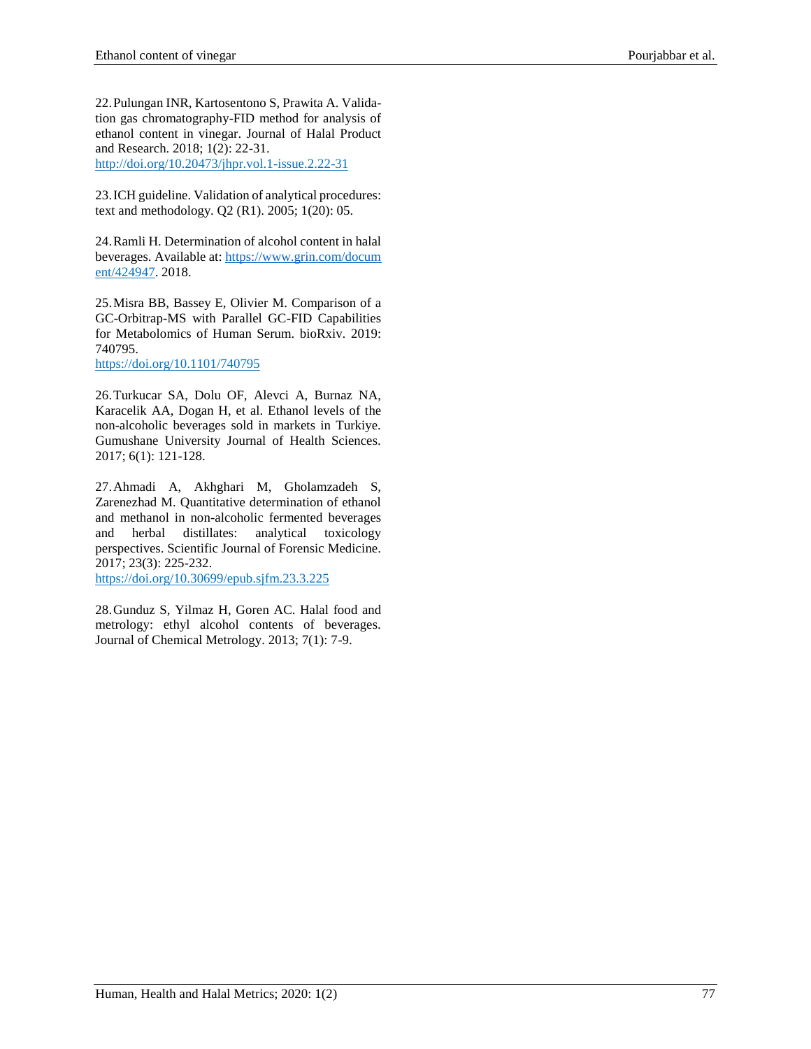22. Pulungan INR, Kartosentono S, Prawita A. Validation gas chromatography-FID method for analysis of ethanol content in vinegar. Journal of Halal Product and Research. 2018; 1(2): 22-31. http://doi.org/10.20473/jhpr.vol.1-issue.2.22-31

23. ICH guideline. Validation of analytical procedures: text and methodology. Q2 (R1). 2005; 1(20): 05.

24. Ramli H. Determination of alcohol content in halal beverages. Available at: https://www.grin.com/document/424947. 2018.

25. Misra BB, Bassey E, Olivier M. Comparison of a GC-Orbitrap-MS with Parallel GC-FID Capabilities for Metabolomics of Human Serum. bioRxiv. 2019: 740795. https://doi.org/10.1101/740795

26. Turkucar SA, Dolu OF, Alevci A, Burnaz NA, Karacelik AA, Dogan H, et al. Ethanol levels of the non-alcoholic beverages sold in markets in Turkiye. Gumushane University Journal of Health Sciences. 2017; 6(1): 121-128.

27. Ahmadi A, Akhghari M, Gholamzadeh S, Zarenezhad M. Quantitative determination of ethanol and methanol in non-alcoholic fermented beverages and herbal distillates: analytical toxicology perspectives. Scientific Journal of Forensic Medicine. 2017; 23(3): 225-232. https://doi.org/10.30699/epub.sjfm.23.3.225

28. Gunduz S, Yilmaz H, Goren AC. Halal food and metrology: ethyl alcohol contents of beverages. Journal of Chemical Metrology. 2013; 7(1): 7-9.